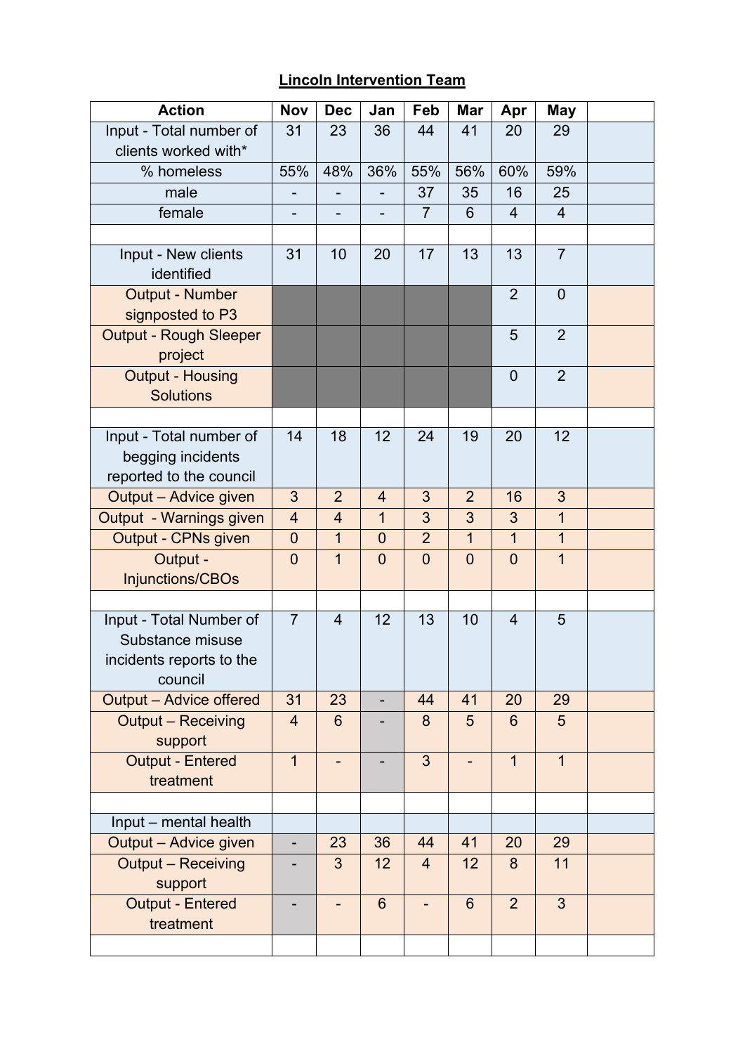# Lincoln Intervention Team

| Action | Nov | Dec | Jan | Feb | Mar | Apr | May | |
|---|---|---|---|---|---|---|---|---|
| Input - Total number of clients worked with* | 31 | 23 | 36 | 44 | 41 | 20 | 29 | |
| % homeless | 55% | 48% | 36% | 55% | 56% | 60% | 59% | |
| male | - | - | - | 37 | 35 | 16 | 25 | |
| female | - | - | - | 7 | 6 | 4 | 4 | |
| | | | | | | | | |
| Input - New clients identified | 31 | 10 | 20 | 17 | 13 | 13 | 7 | |
| Output - Number signposted to P3 | | | | | | 2 | 0 | |
| Output - Rough Sleeper project | | | | | | 5 | 2 | |
| Output - Housing Solutions | | | | | | 0 | 2 | |
| | | | | | | | | |
| Input - Total number of begging incidents reported to the council | 14 | 18 | 12 | 24 | 19 | 20 | 12 | |
| Output – Advice given | 3 | 2 | 4 | 3 | 2 | 16 | 3 | |
| Output - Warnings given | 4 | 4 | 1 | 3 | 3 | 3 | 1 | |
| Output - CPNs given | 0 | 1 | 0 | 2 | 1 | 1 | 1 | |
| Output - Injunctions/CBOs | 0 | 1 | 0 | 0 | 0 | 0 | 1 | |
| | | | | | | | | |
| Input - Total Number of Substance misuse incidents reports to the council | 7 | 4 | 12 | 13 | 10 | 4 | 5 | |
| Output – Advice offered | 31 | 23 | - | 44 | 41 | 20 | 29 | |
| Output – Receiving support | 4 | 6 | - | 8 | 5 | 6 | 5 | |
| Output - Entered treatment | 1 | - | - | 3 | - | 1 | 1 | |
| | | | | | | | | |
| Input – mental health | | | | | | | | |
| Output – Advice given | - | 23 | 36 | 44 | 41 | 20 | 29 | |
| Output – Receiving support | - | 3 | 12 | 4 | 12 | 8 | 11 | |
| Output - Entered treatment | - | - | 6 | - | 6 | 2 | 3 | |
| | | | | | | | | |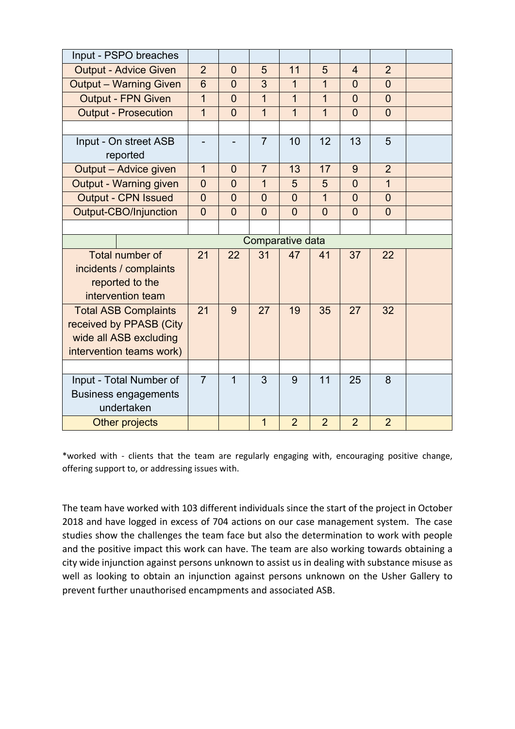| | | | | | | | | |
|---|---|---|---|---|---|---|---|---|
| Input - PSPO breaches | | | | | | | | |
| Output - Advice Given | 2 | 0 | 5 | 11 | 5 | 4 | 2 | |
| Output – Warning Given | 6 | 0 | 3 | 1 | 1 | 0 | 0 | |
| Output - FPN Given | 1 | 0 | 1 | 1 | 1 | 0 | 0 | |
| Output - Prosecution | 1 | 0 | 1 | 1 | 1 | 0 | 0 | |
| | | | | | | | | |
| Input - On street ASB reported | - | - | 7 | 10 | 12 | 13 | 5 | |
| Output – Advice given | 1 | 0 | 7 | 13 | 17 | 9 | 2 | |
| Output - Warning given | 0 | 0 | 1 | 5 | 5 | 0 | 1 | |
| Output - CPN Issued | 0 | 0 | 0 | 0 | 1 | 0 | 0 | |
| Output-CBO/Injunction | 0 | 0 | 0 | 0 | 0 | 0 | 0 | |
| | | | | | | | | |
| Comparative data | | | | | | | | |
| Total number of incidents / complaints reported to the intervention team | 21 | 22 | 31 | 47 | 41 | 37 | 22 | |
| Total ASB Complaints received by PPASB (City wide all ASB excluding intervention teams work) | 21 | 9 | 27 | 19 | 35 | 27 | 32 | |
| | | | | | | | | |
| Input - Total Number of Business engagements undertaken | 7 | 1 | 3 | 9 | 11 | 25 | 8 | |
| Other projects | | | 1 | 2 | 2 | 2 | 2 | |

*worked with - clients that the team are regularly engaging with, encouraging positive change, offering support to, or addressing issues with.

The team have worked with 103 different individuals since the start of the project in October 2018 and have logged in excess of 704 actions on our case management system. The case studies show the challenges the team face but also the determination to work with people and the positive impact this work can have. The team are also working towards obtaining a city wide injunction against persons unknown to assist us in dealing with substance misuse as well as looking to obtain an injunction against persons unknown on the Usher Gallery to prevent further unauthorised encampments and associated ASB.